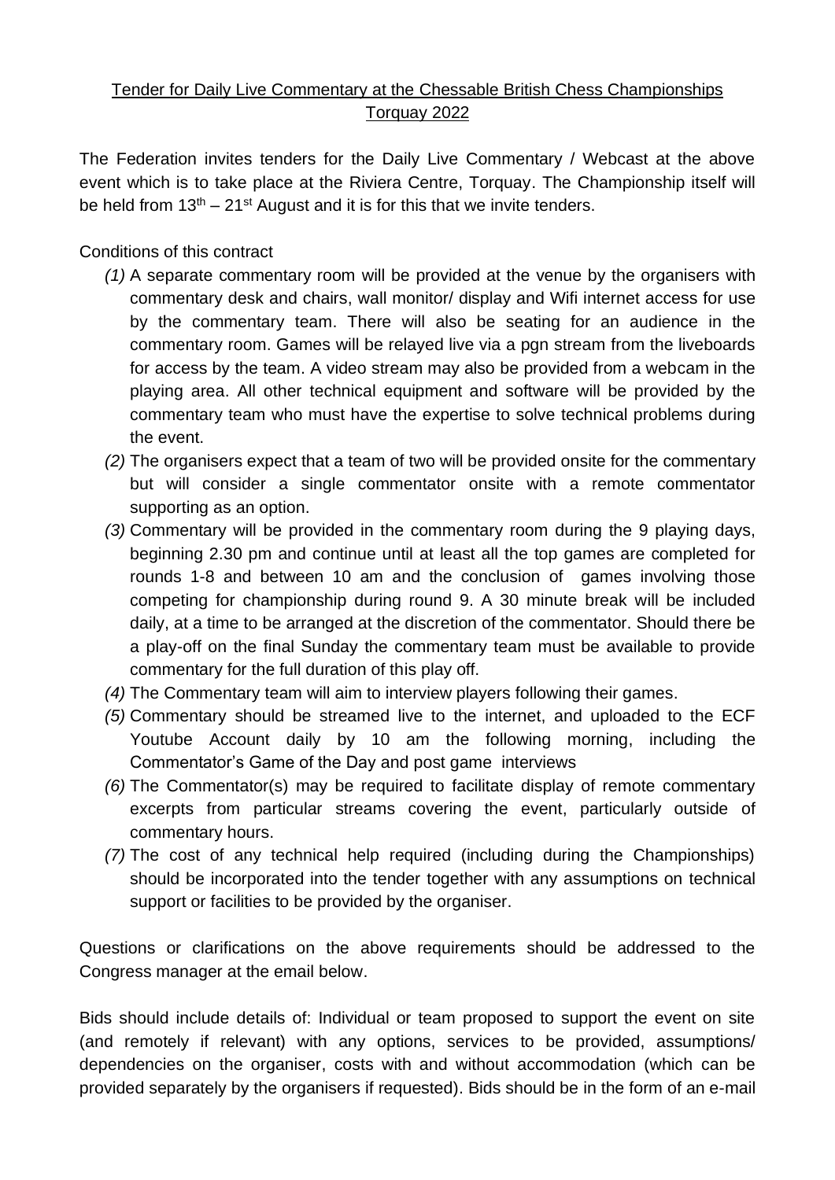# Tender for Daily Live Commentary at the Chessable British Chess Championships Torquay 2022

The Federation invites tenders for the Daily Live Commentary / Webcast at the above event which is to take place at the Riviera Centre, Torquay. The Championship itself will be held from 13th – 21st August and it is for this that we invite tenders.

Conditions of this contract

*(1)* A separate commentary room will be provided at the venue by the organisers with commentary desk and chairs, wall monitor/ display and Wifi internet access for use by the commentary team. There will also be seating for an audience in the commentary room. Games will be relayed live via a pgn stream from the liveboards for access by the team. A video stream may also be provided from a webcam in the playing area. All other technical equipment and software will be provided by the commentary team who must have the expertise to solve technical problems during the event.

*(2)* The organisers expect that a team of two will be provided onsite for the commentary but will consider a single commentator onsite with a remote commentator supporting as an option.

*(3)* Commentary will be provided in the commentary room during the 9 playing days, beginning 2.30 pm and continue until at least all the top games are completed for rounds 1-8 and between 10 am and the conclusion of games involving those competing for championship during round 9. A 30 minute break will be included daily, at a time to be arranged at the discretion of the commentator. Should there be a play-off on the final Sunday the commentary team must be available to provide commentary for the full duration of this play off.

*(4)* The Commentary team will aim to interview players following their games.

*(5)* Commentary should be streamed live to the internet, and uploaded to the ECF Youtube Account daily by 10 am the following morning, including the Commentator's Game of the Day and post game interviews

*(6)* The Commentator(s) may be required to facilitate display of remote commentary excerpts from particular streams covering the event, particularly outside of commentary hours.

*(7)* The cost of any technical help required (including during the Championships) should be incorporated into the tender together with any assumptions on technical support or facilities to be provided by the organiser.

Questions or clarifications on the above requirements should be addressed to the Congress manager at the email below.

Bids should include details of: Individual or team proposed to support the event on site (and remotely if relevant) with any options, services to be provided, assumptions/ dependencies on the organiser, costs with and without accommodation (which can be provided separately by the organisers if requested). Bids should be in the form of an e-mail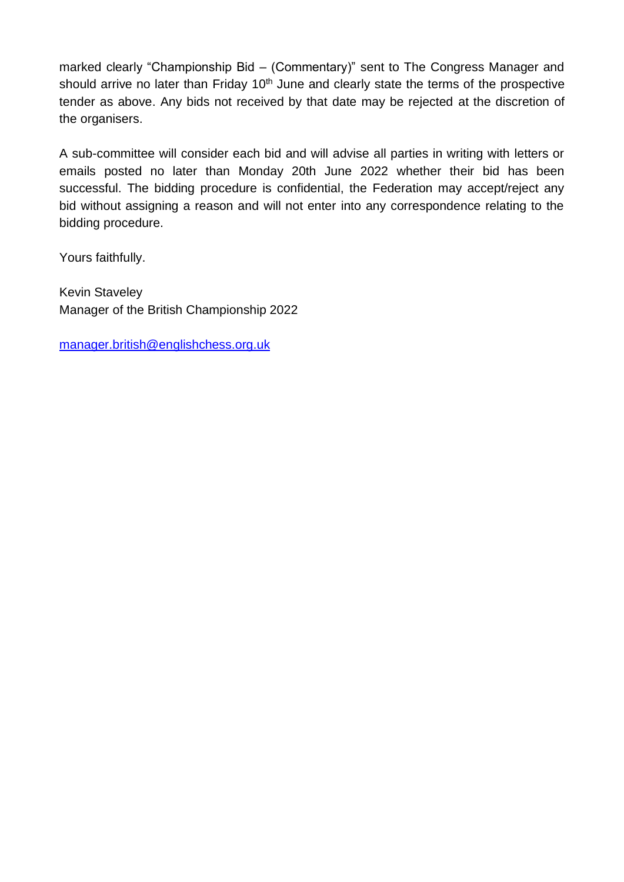marked clearly "Championship Bid – (Commentary)" sent to The Congress Manager and should arrive no later than Friday 10th June and clearly state the terms of the prospective tender as above. Any bids not received by that date may be rejected at the discretion of the organisers.

A sub-committee will consider each bid and will advise all parties in writing with letters or emails posted no later than Monday 20th June 2022 whether their bid has been successful. The bidding procedure is confidential, the Federation may accept/reject any bid without assigning a reason and will not enter into any correspondence relating to the bidding procedure.

Yours faithfully.

Kevin Staveley
Manager of the British Championship 2022

manager.british@englishchess.org.uk